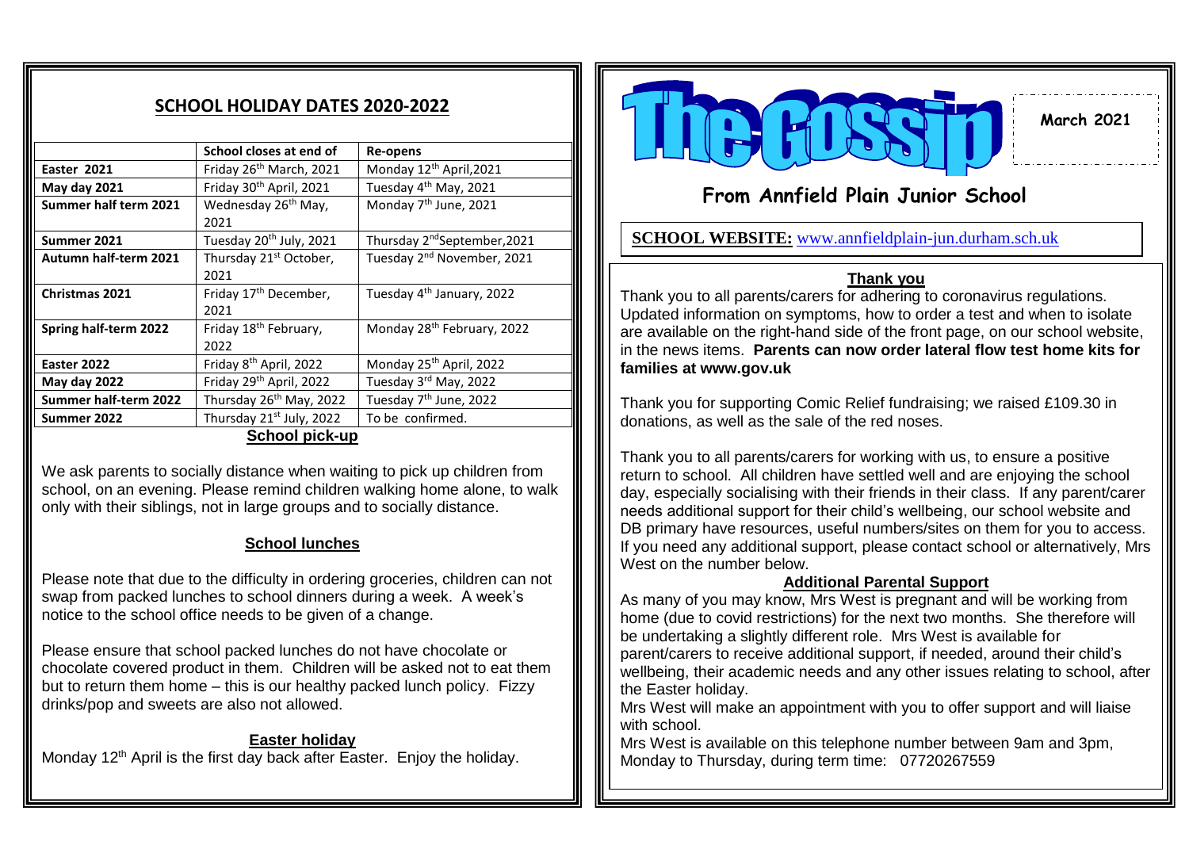## SCHOOL HOLIDAY DATES 2020-2022

| | School closes at end of | Re-opens |
|---|---|---|
| Easter 2021 | Friday 26th March, 2021 | Monday 12th April,2021 |
| May day 2021 | Friday 30th April, 2021 | Tuesday 4th May, 2021 |
| Summer half term 2021 | Wednesday 26th May, 2021 | Monday 7th June, 2021 |
| Summer 2021 | Tuesday 20th July, 2021 | Thursday 2nd September,2021 |
| Autumn half-term 2021 | Thursday 21st October, 2021 | Tuesday 2nd November, 2021 |
| Christmas 2021 | Friday 17th December, 2021 | Tuesday 4th January, 2022 |
| Spring half-term 2022 | Friday 18th February, 2022 | Monday 28th February, 2022 |
| Easter 2022 | Friday 8th April, 2022 | Monday 25th April, 2022 |
| May day 2022 | Friday 29th April, 2022 | Tuesday 3rd May, 2022 |
| Summer half-term 2022 | Thursday 26th May, 2022 | Tuesday 7th June, 2022 |
| Summer 2022 | Thursday 21st July, 2022 | To be confirmed. |

### School pick-up

We ask parents to socially distance when waiting to pick up children from school, on an evening. Please remind children walking home alone, to walk only with their siblings, not in large groups and to socially distance.

### School lunches

Please note that due to the difficulty in ordering groceries, children can not swap from packed lunches to school dinners during a week. A week's notice to the school office needs to be given of a change.

Please ensure that school packed lunches do not have chocolate or chocolate covered product in them. Children will be asked not to eat them but to return them home – this is our healthy packed lunch policy. Fizzy drinks/pop and sweets are also not allowed.

### Easter holiday

Monday 12th April is the first day back after Easter. Enjoy the holiday.

# The Gossip

**March 2021**

## From Annfield Plain Junior School

**SCHOOL WEBSITE:** www.annfieldplain-jun.durham.sch.uk

### Thank you

Thank you to all parents/carers for adhering to coronavirus regulations. Updated information on symptoms, how to order a test and when to isolate are available on the right-hand side of the front page, on our school website, in the news items. **Parents can now order lateral flow test home kits for families at www.gov.uk**

Thank you for supporting Comic Relief fundraising; we raised £109.30 in donations, as well as the sale of the red noses.

Thank you to all parents/carers for working with us, to ensure a positive return to school. All children have settled well and are enjoying the school day, especially socialising with their friends in their class. If any parent/carer needs additional support for their child's wellbeing, our school website and DB primary have resources, useful numbers/sites on them for you to access. If you need any additional support, please contact school or alternatively, Mrs West on the number below.

### Additional Parental Support

As many of you may know, Mrs West is pregnant and will be working from home (due to covid restrictions) for the next two months. She therefore will be undertaking a slightly different role. Mrs West is available for parent/carers to receive additional support, if needed, around their child's wellbeing, their academic needs and any other issues relating to school, after the Easter holiday.

Mrs West will make an appointment with you to offer support and will liaise with school.

Mrs West is available on this telephone number between 9am and 3pm, Monday to Thursday, during term time: 07720267559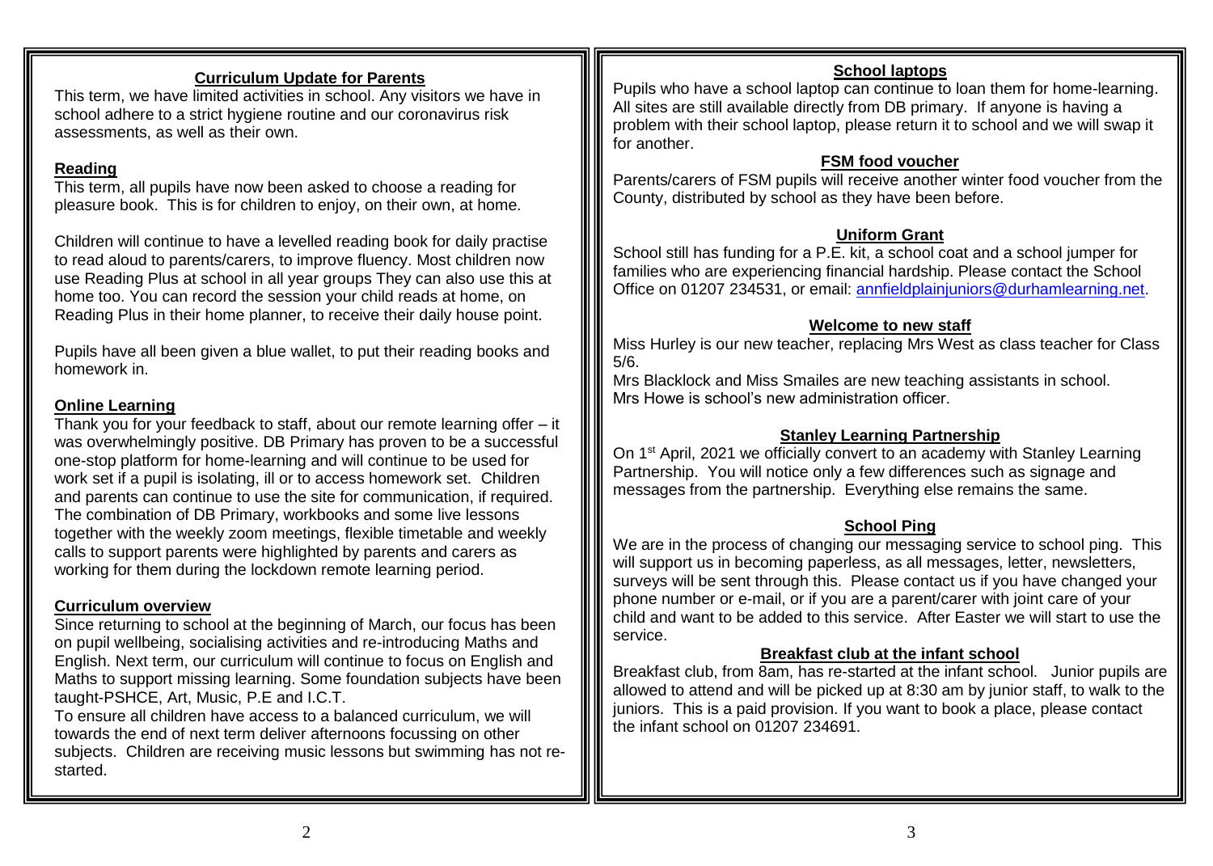## Curriculum Update for Parents

This term, we have limited activities in school. Any visitors we have in school adhere to a strict hygiene routine and our coronavirus risk assessments, as well as their own.

### Reading

This term, all pupils have now been asked to choose a reading for pleasure book. This is for children to enjoy, on their own, at home.

Children will continue to have a levelled reading book for daily practise to read aloud to parents/carers, to improve fluency. Most children now use Reading Plus at school in all year groups They can also use this at home too. You can record the session your child reads at home, on Reading Plus in their home planner, to receive their daily house point.

Pupils have all been given a blue wallet, to put their reading books and homework in.

### Online Learning

Thank you for your feedback to staff, about our remote learning offer – it was overwhelmingly positive. DB Primary has proven to be a successful one-stop platform for home-learning and will continue to be used for work set if a pupil is isolating, ill or to access homework set. Children and parents can continue to use the site for communication, if required. The combination of DB Primary, workbooks and some live lessons together with the weekly zoom meetings, flexible timetable and weekly calls to support parents were highlighted by parents and carers as working for them during the lockdown remote learning period.

### Curriculum overview

Since returning to school at the beginning of March, our focus has been on pupil wellbeing, socialising activities and re-introducing Maths and English. Next term, our curriculum will continue to focus on English and Maths to support missing learning. Some foundation subjects have been taught-PSHCE, Art, Music, P.E and I.C.T.

To ensure all children have access to a balanced curriculum, we will towards the end of next term deliver afternoons focussing on other subjects. Children are receiving music lessons but swimming has not re-started.

### School laptops

Pupils who have a school laptop can continue to loan them for home-learning. All sites are still available directly from DB primary. If anyone is having a problem with their school laptop, please return it to school and we will swap it for another.

### FSM food voucher

Parents/carers of FSM pupils will receive another winter food voucher from the County, distributed by school as they have been before.

### Uniform Grant

School still has funding for a P.E. kit, a school coat and a school jumper for families who are experiencing financial hardship. Please contact the School Office on 01207 234531, or email: annfieldplainjuniors@durhamlearning.net.

### Welcome to new staff

Miss Hurley is our new teacher, replacing Mrs West as class teacher for Class 5/6.

Mrs Blacklock and Miss Smailes are new teaching assistants in school.
Mrs Howe is school's new administration officer.

### Stanley Learning Partnership

On 1st April, 2021 we officially convert to an academy with Stanley Learning Partnership. You will notice only a few differences such as signage and messages from the partnership. Everything else remains the same.

### School Ping

We are in the process of changing our messaging service to school ping. This will support us in becoming paperless, as all messages, letter, newsletters, surveys will be sent through this. Please contact us if you have changed your phone number or e-mail, or if you are a parent/carer with joint care of your child and want to be added to this service. After Easter we will start to use the service.

### Breakfast club at the infant school

Breakfast club, from 8am, has re-started at the infant school. Junior pupils are allowed to attend and will be picked up at 8:30 am by junior staff, to walk to the juniors. This is a paid provision. If you want to book a place, please contact the infant school on 01207 234691.